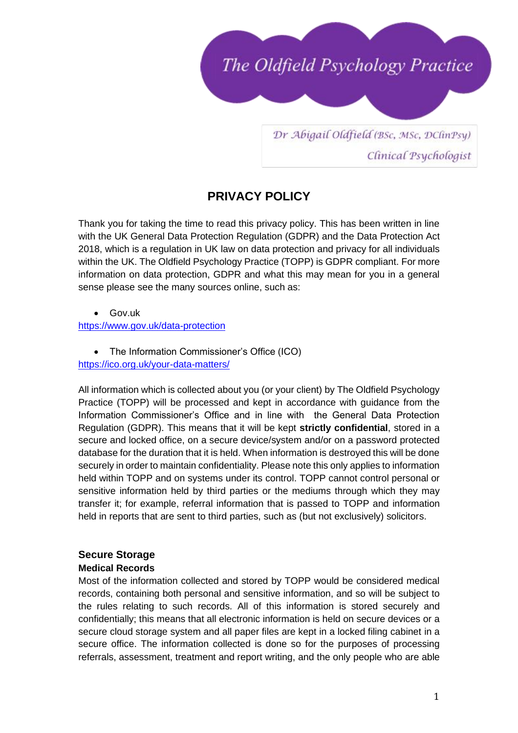The Oldfield Psychology Practice

Dr Abigail Oldfield (BSc, MSc, DClinPsy)
Clinical Psychologist

# PRIVACY POLICY

Thank you for taking the time to read this privacy policy. This has been written in line with the UK General Data Protection Regulation (GDPR) and the Data Protection Act 2018, which is a regulation in UK law on data protection and privacy for all individuals within the UK. The Oldfield Psychology Practice (TOPP) is GDPR compliant. For more information on data protection, GDPR and what this may mean for you in a general sense please see the many sources online, such as:

- Gov.uk

https://www.gov.uk/data-protection

- The Information Commissioner's Office (ICO)

https://ico.org.uk/your-data-matters/

All information which is collected about you (or your client) by The Oldfield Psychology Practice (TOPP) will be processed and kept in accordance with guidance from the Information Commissioner's Office and in line with the General Data Protection Regulation (GDPR). This means that it will be kept **strictly confidential**, stored in a secure and locked office, on a secure device/system and/or on a password protected database for the duration that it is held. When information is destroyed this will be done securely in order to maintain confidentiality. Please note this only applies to information held within TOPP and on systems under its control. TOPP cannot control personal or sensitive information held by third parties or the mediums through which they may transfer it; for example, referral information that is passed to TOPP and information held in reports that are sent to third parties, such as (but not exclusively) solicitors.

## Secure Storage

### Medical Records

Most of the information collected and stored by TOPP would be considered medical records, containing both personal and sensitive information, and so will be subject to the rules relating to such records. All of this information is stored securely and confidentially; this means that all electronic information is held on secure devices or a secure cloud storage system and all paper files are kept in a locked filing cabinet in a secure office. The information collected is done so for the purposes of processing referrals, assessment, treatment and report writing, and the only people who are able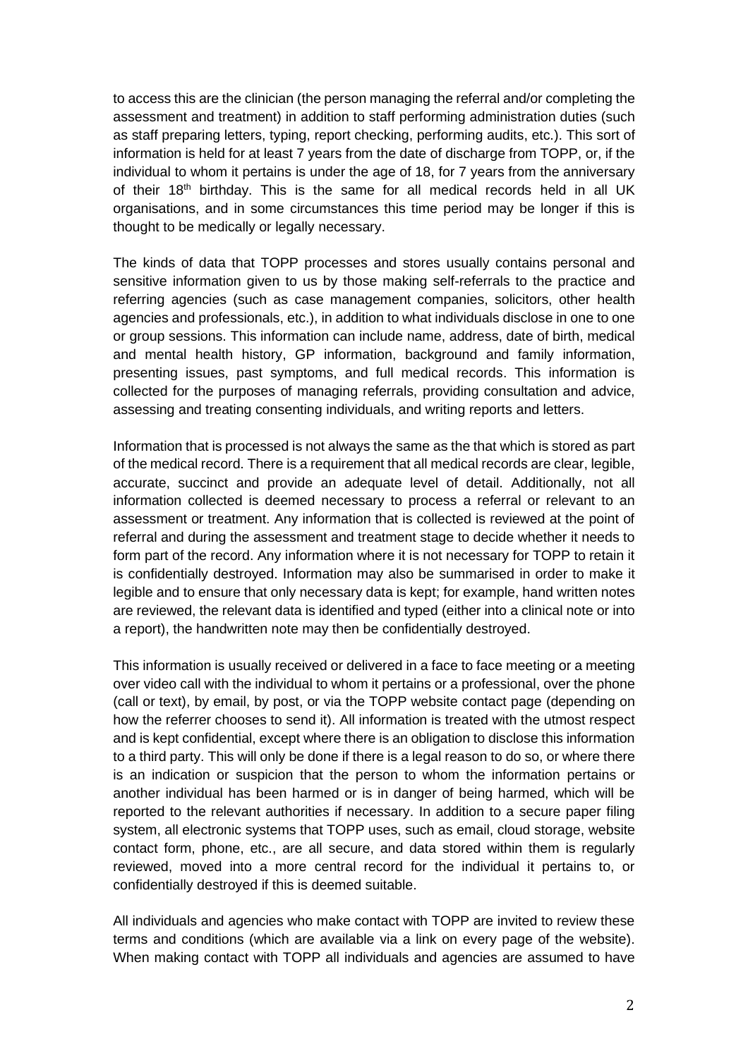to access this are the clinician (the person managing the referral and/or completing the assessment and treatment) in addition to staff performing administration duties (such as staff preparing letters, typing, report checking, performing audits, etc.). This sort of information is held for at least 7 years from the date of discharge from TOPP, or, if the individual to whom it pertains is under the age of 18, for 7 years from the anniversary of their 18th birthday. This is the same for all medical records held in all UK organisations, and in some circumstances this time period may be longer if this is thought to be medically or legally necessary.

The kinds of data that TOPP processes and stores usually contains personal and sensitive information given to us by those making self-referrals to the practice and referring agencies (such as case management companies, solicitors, other health agencies and professionals, etc.), in addition to what individuals disclose in one to one or group sessions. This information can include name, address, date of birth, medical and mental health history, GP information, background and family information, presenting issues, past symptoms, and full medical records. This information is collected for the purposes of managing referrals, providing consultation and advice, assessing and treating consenting individuals, and writing reports and letters.

Information that is processed is not always the same as the that which is stored as part of the medical record. There is a requirement that all medical records are clear, legible, accurate, succinct and provide an adequate level of detail. Additionally, not all information collected is deemed necessary to process a referral or relevant to an assessment or treatment. Any information that is collected is reviewed at the point of referral and during the assessment and treatment stage to decide whether it needs to form part of the record. Any information where it is not necessary for TOPP to retain it is confidentially destroyed. Information may also be summarised in order to make it legible and to ensure that only necessary data is kept; for example, hand written notes are reviewed, the relevant data is identified and typed (either into a clinical note or into a report), the handwritten note may then be confidentially destroyed.

This information is usually received or delivered in a face to face meeting or a meeting over video call with the individual to whom it pertains or a professional, over the phone (call or text), by email, by post, or via the TOPP website contact page (depending on how the referrer chooses to send it). All information is treated with the utmost respect and is kept confidential, except where there is an obligation to disclose this information to a third party. This will only be done if there is a legal reason to do so, or where there is an indication or suspicion that the person to whom the information pertains or another individual has been harmed or is in danger of being harmed, which will be reported to the relevant authorities if necessary. In addition to a secure paper filing system, all electronic systems that TOPP uses, such as email, cloud storage, website contact form, phone, etc., are all secure, and data stored within them is regularly reviewed, moved into a more central record for the individual it pertains to, or confidentially destroyed if this is deemed suitable.

All individuals and agencies who make contact with TOPP are invited to review these terms and conditions (which are available via a link on every page of the website). When making contact with TOPP all individuals and agencies are assumed to have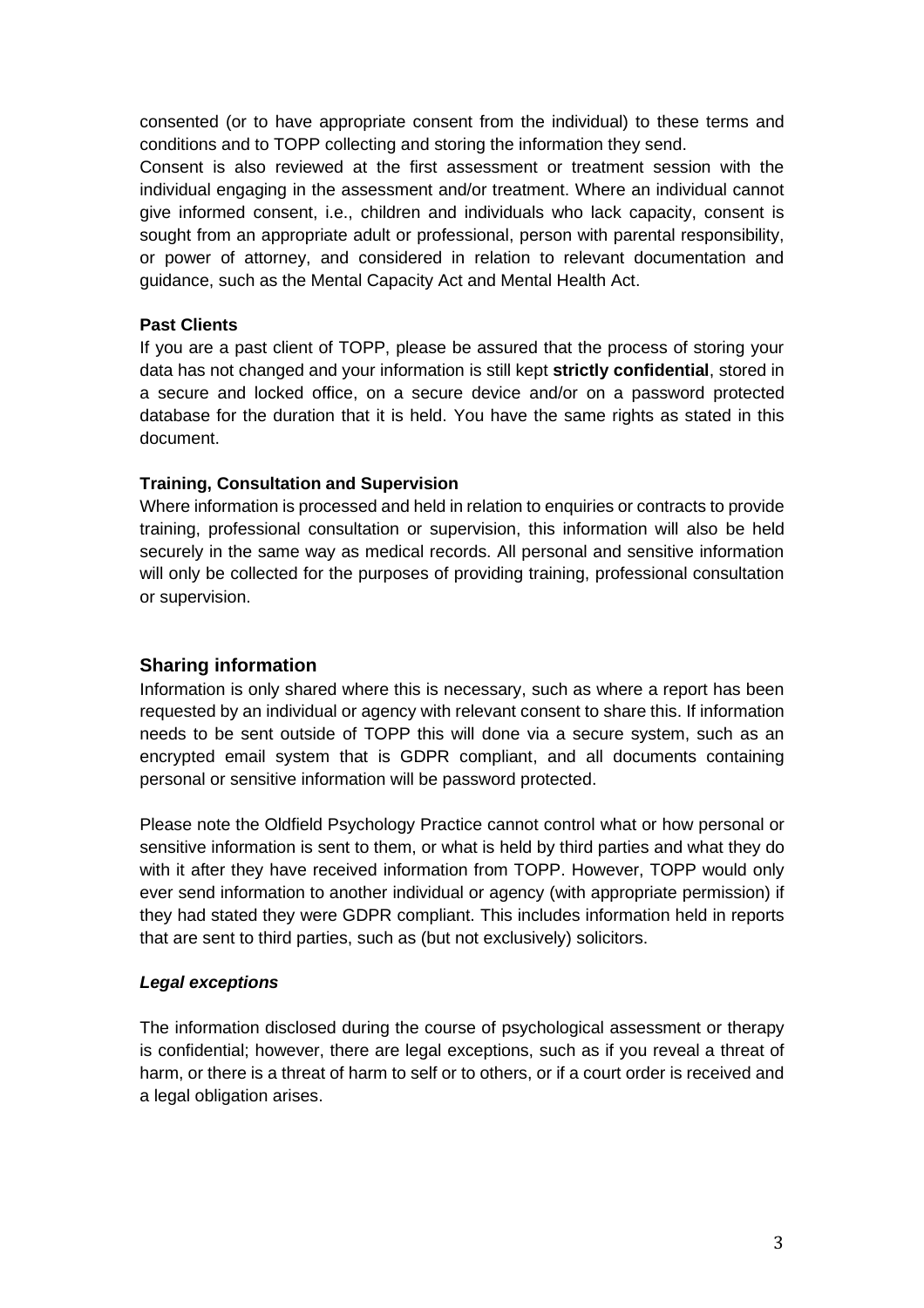consented (or to have appropriate consent from the individual) to these terms and conditions and to TOPP collecting and storing the information they send.

Consent is also reviewed at the first assessment or treatment session with the individual engaging in the assessment and/or treatment. Where an individual cannot give informed consent, i.e., children and individuals who lack capacity, consent is sought from an appropriate adult or professional, person with parental responsibility, or power of attorney, and considered in relation to relevant documentation and guidance, such as the Mental Capacity Act and Mental Health Act.

**Past Clients**

If you are a past client of TOPP, please be assured that the process of storing your data has not changed and your information is still kept **strictly confidential**, stored in a secure and locked office, on a secure device and/or on a password protected database for the duration that it is held. You have the same rights as stated in this document.

**Training, Consultation and Supervision**

Where information is processed and held in relation to enquiries or contracts to provide training, professional consultation or supervision, this information will also be held securely in the same way as medical records. All personal and sensitive information will only be collected for the purposes of providing training, professional consultation or supervision.

## Sharing information

Information is only shared where this is necessary, such as where a report has been requested by an individual or agency with relevant consent to share this. If information needs to be sent outside of TOPP this will done via a secure system, such as an encrypted email system that is GDPR compliant, and all documents containing personal or sensitive information will be password protected.

Please note the Oldfield Psychology Practice cannot control what or how personal or sensitive information is sent to them, or what is held by third parties and what they do with it after they have received information from TOPP. However, TOPP would only ever send information to another individual or agency (with appropriate permission) if they had stated they were GDPR compliant. This includes information held in reports that are sent to third parties, such as (but not exclusively) solicitors.

***Legal exceptions***

The information disclosed during the course of psychological assessment or therapy is confidential; however, there are legal exceptions, such as if you reveal a threat of harm, or there is a threat of harm to self or to others, or if a court order is received and a legal obligation arises.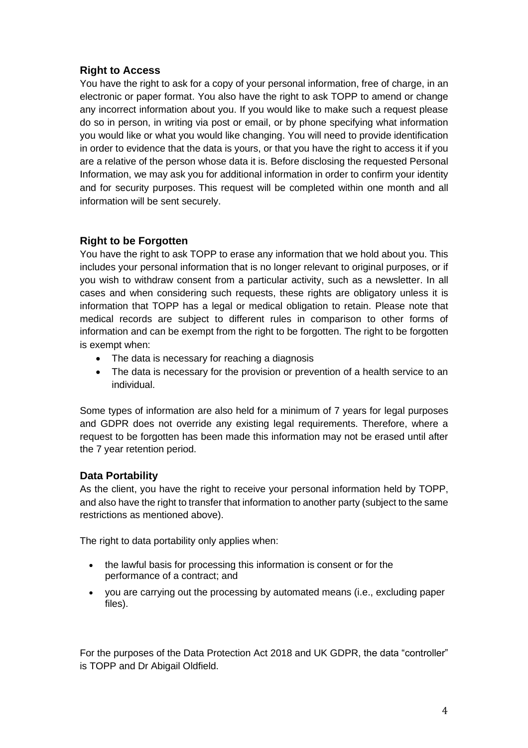### Right to Access

You have the right to ask for a copy of your personal information, free of charge, in an electronic or paper format. You also have the right to ask TOPP to amend or change any incorrect information about you. If you would like to make such a request please do so in person, in writing via post or email, or by phone specifying what information you would like or what you would like changing. You will need to provide identification in order to evidence that the data is yours, or that you have the right to access it if you are a relative of the person whose data it is. Before disclosing the requested Personal Information, we may ask you for additional information in order to confirm your identity and for security purposes. This request will be completed within one month and all information will be sent securely.

### Right to be Forgotten

You have the right to ask TOPP to erase any information that we hold about you. This includes your personal information that is no longer relevant to original purposes, or if you wish to withdraw consent from a particular activity, such as a newsletter. In all cases and when considering such requests, these rights are obligatory unless it is information that TOPP has a legal or medical obligation to retain. Please note that medical records are subject to different rules in comparison to other forms of information and can be exempt from the right to be forgotten. The right to be forgotten is exempt when:

- The data is necessary for reaching a diagnosis
- The data is necessary for the provision or prevention of a health service to an individual.

Some types of information are also held for a minimum of 7 years for legal purposes and GDPR does not override any existing legal requirements. Therefore, where a request to be forgotten has been made this information may not be erased until after the 7 year retention period.

### Data Portability

As the client, you have the right to receive your personal information held by TOPP, and also have the right to transfer that information to another party (subject to the same restrictions as mentioned above).

The right to data portability only applies when:

- the lawful basis for processing this information is consent or for the performance of a contract; and
- you are carrying out the processing by automated means (i.e., excluding paper files).

For the purposes of the Data Protection Act 2018 and UK GDPR, the data "controller" is TOPP and Dr Abigail Oldfield.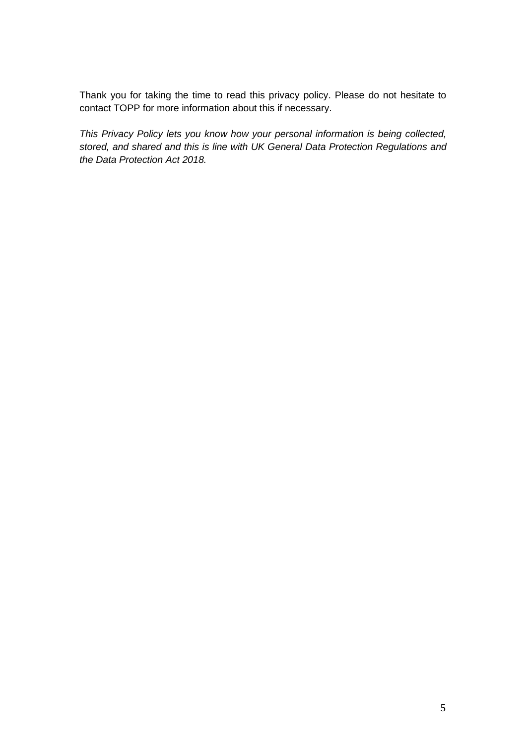Thank you for taking the time to read this privacy policy. Please do not hesitate to contact TOPP for more information about this if necessary.

*This Privacy Policy lets you know how your personal information is being collected, stored, and shared and this is line with UK General Data Protection Regulations and the Data Protection Act 2018.*